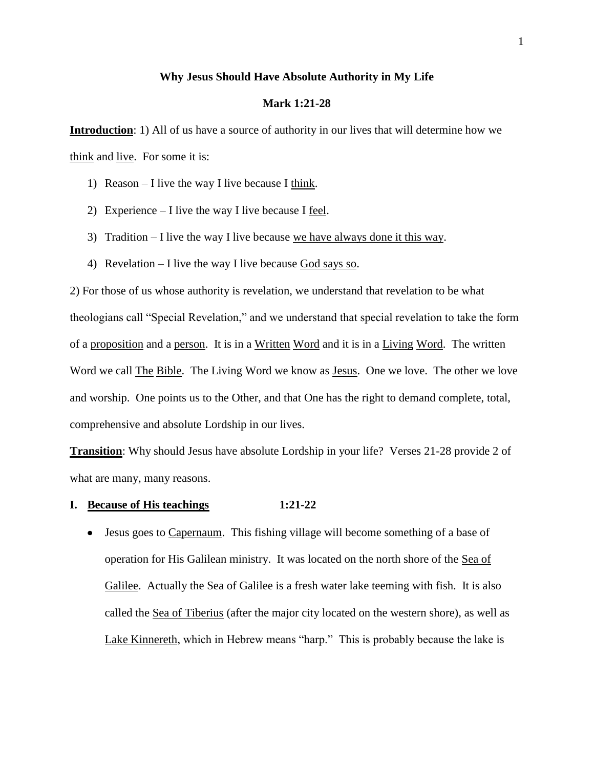**Why Jesus Should Have Absolute Authority in My Life**

**Mark 1:21-28**

**Introduction**: 1) All of us have a source of authority in our lives that will determine how we think and live. For some it is:

1) Reason – I live the way I live because I think.
2) Experience – I live the way I live because I feel.
3) Tradition – I live the way I live because we have always done it this way.
4) Revelation – I live the way I live because God says so.

2) For those of us whose authority is revelation, we understand that revelation to be what theologians call "Special Revelation," and we understand that special revelation to take the form of a proposition and a person. It is in a Written Word and it is in a Living Word. The written Word we call The Bible. The Living Word we know as Jesus. One we love. The other we love and worship. One points us to the Other, and that One has the right to demand complete, total, comprehensive and absolute Lordship in our lives.

**Transition**: Why should Jesus have absolute Lordship in your life? Verses 21-28 provide 2 of what are many, many reasons.

**I. Because of His teachings 1:21-22**

- Jesus goes to Capernaum. This fishing village will become something of a base of operation for His Galilean ministry. It was located on the north shore of the Sea of Galilee. Actually the Sea of Galilee is a fresh water lake teeming with fish. It is also called the Sea of Tiberius (after the major city located on the western shore), as well as Lake Kinnereth, which in Hebrew means "harp." This is probably because the lake is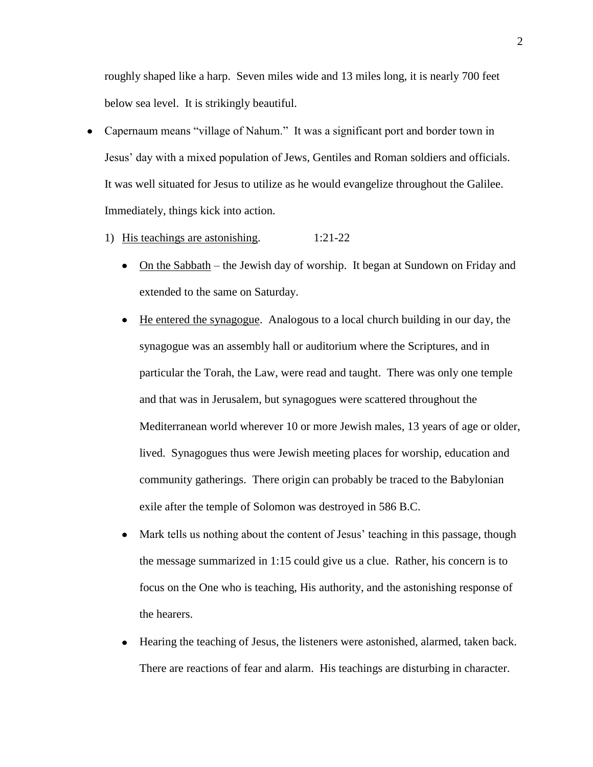roughly shaped like a harp. Seven miles wide and 13 miles long, it is nearly 700 feet below sea level. It is strikingly beautiful.

- Capernaum means "village of Nahum." It was a significant port and border town in Jesus' day with a mixed population of Jews, Gentiles and Roman soldiers and officials. It was well situated for Jesus to utilize as he would evangelize throughout the Galilee. Immediately, things kick into action.

  1) <u>His teachings are astonishing</u>. 1:21-22

     - <u>On the Sabbath</u> – the Jewish day of worship. It began at Sundown on Friday and extended to the same on Saturday.
     - <u>He entered the synagogue</u>. Analogous to a local church building in our day, the synagogue was an assembly hall or auditorium where the Scriptures, and in particular the Torah, the Law, were read and taught. There was only one temple and that was in Jerusalem, but synagogues were scattered throughout the Mediterranean world wherever 10 or more Jewish males, 13 years of age or older, lived. Synagogues thus were Jewish meeting places for worship, education and community gatherings. There origin can probably be traced to the Babylonian exile after the temple of Solomon was destroyed in 586 B.C.
     - Mark tells us nothing about the content of Jesus' teaching in this passage, though the message summarized in 1:15 could give us a clue. Rather, his concern is to focus on the One who is teaching, His authority, and the astonishing response of the hearers.
     - Hearing the teaching of Jesus, the listeners were astonished, alarmed, taken back. There are reactions of fear and alarm. His teachings are disturbing in character.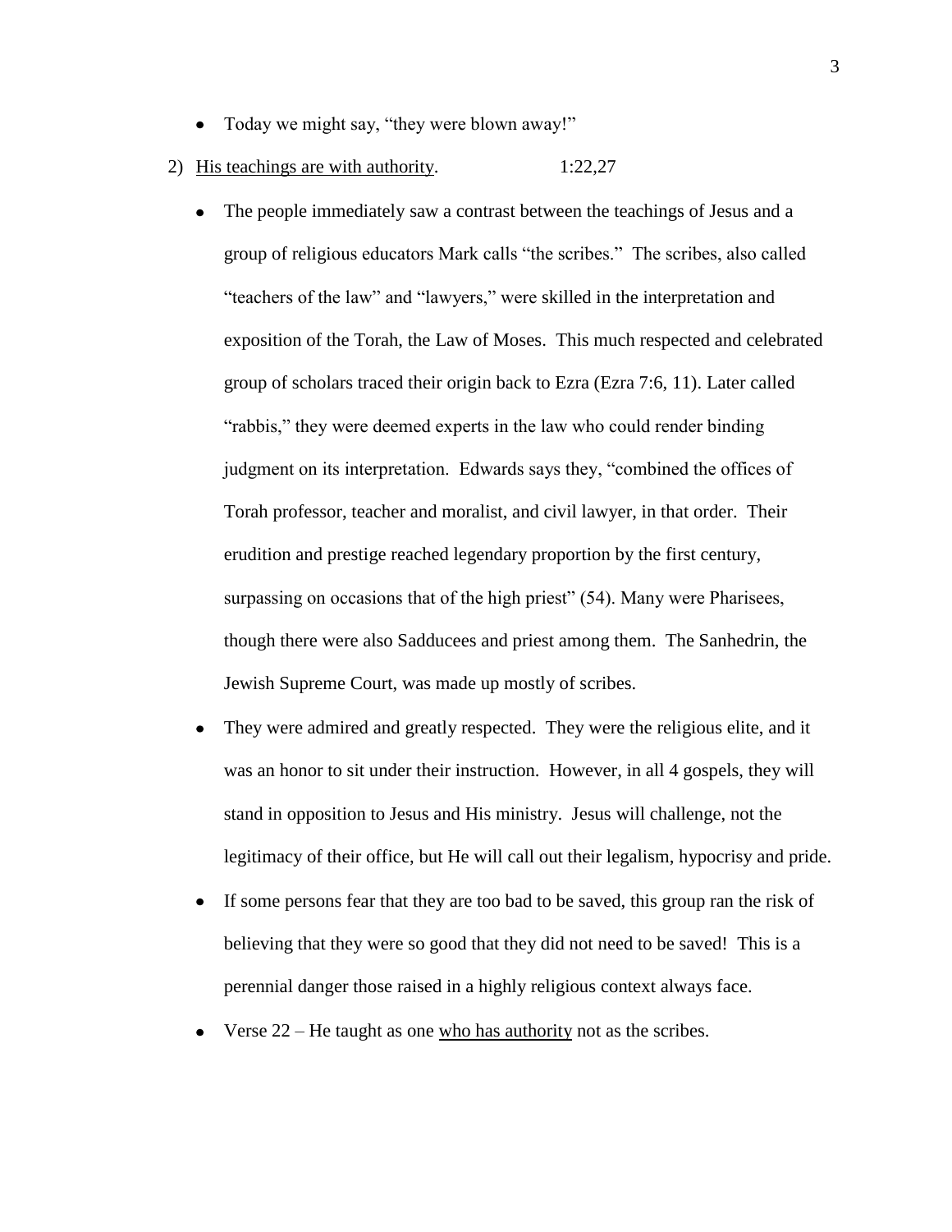- Today we might say, "they were blown away!"

2) <u>His teachings are with authority</u>. 1:22,27

- The people immediately saw a contrast between the teachings of Jesus and a group of religious educators Mark calls "the scribes." The scribes, also called "teachers of the law" and "lawyers," were skilled in the interpretation and exposition of the Torah, the Law of Moses. This much respected and celebrated group of scholars traced their origin back to Ezra (Ezra 7:6, 11). Later called "rabbis," they were deemed experts in the law who could render binding judgment on its interpretation. Edwards says they, "combined the offices of Torah professor, teacher and moralist, and civil lawyer, in that order. Their erudition and prestige reached legendary proportion by the first century, surpassing on occasions that of the high priest" (54). Many were Pharisees, though there were also Sadducees and priest among them. The Sanhedrin, the Jewish Supreme Court, was made up mostly of scribes.
- They were admired and greatly respected. They were the religious elite, and it was an honor to sit under their instruction. However, in all 4 gospels, they will stand in opposition to Jesus and His ministry. Jesus will challenge, not the legitimacy of their office, but He will call out their legalism, hypocrisy and pride.
- If some persons fear that they are too bad to be saved, this group ran the risk of believing that they were so good that they did not need to be saved! This is a perennial danger those raised in a highly religious context always face.
- Verse 22 – He taught as one <u>who has authority</u> not as the scribes.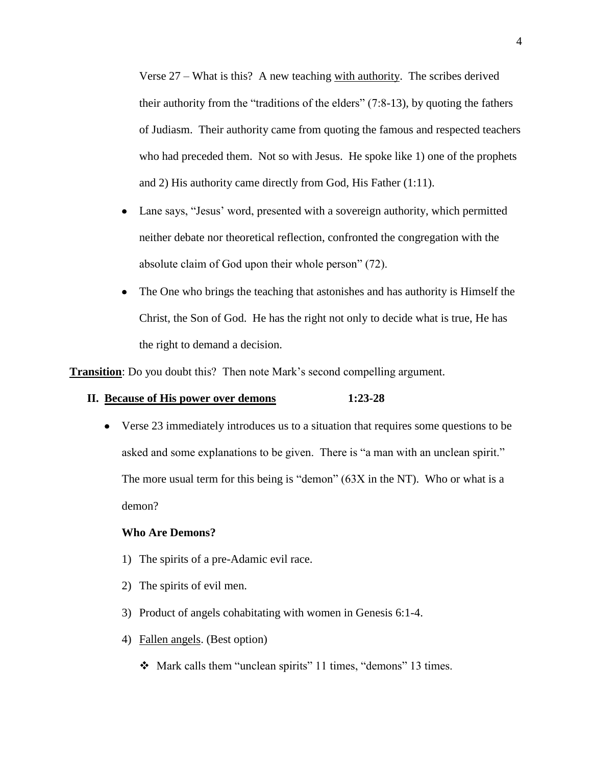Verse 27 – What is this? A new teaching <u>with authority</u>. The scribes derived their authority from the "traditions of the elders" (7:8-13), by quoting the fathers of Judiasm. Their authority came from quoting the famous and respected teachers who had preceded them. Not so with Jesus. He spoke like 1) one of the prophets and 2) His authority came directly from God, His Father (1:11).

- Lane says, "Jesus' word, presented with a sovereign authority, which permitted neither debate nor theoretical reflection, confronted the congregation with the absolute claim of God upon their whole person" (72).
- The One who brings the teaching that astonishes and has authority is Himself the Christ, the Son of God. He has the right not only to decide what is true, He has the right to demand a decision.

**<u>Transition</u>**: Do you doubt this? Then note Mark's second compelling argument.

## II. <u>Because of His power over demons</u> 1:23-28

- Verse 23 immediately introduces us to a situation that requires some questions to be asked and some explanations to be given. There is "a man with an unclean spirit." The more usual term for this being is "demon" (63X in the NT). Who or what is a demon?

**Who Are Demons?**

1) The spirits of a pre-Adamic evil race.
2) The spirits of evil men.
3) Product of angels cohabitating with women in Genesis 6:1-4.
4) <u>Fallen angels</u>. (Best option)
   - Mark calls them "unclean spirits" 11 times, "demons" 13 times.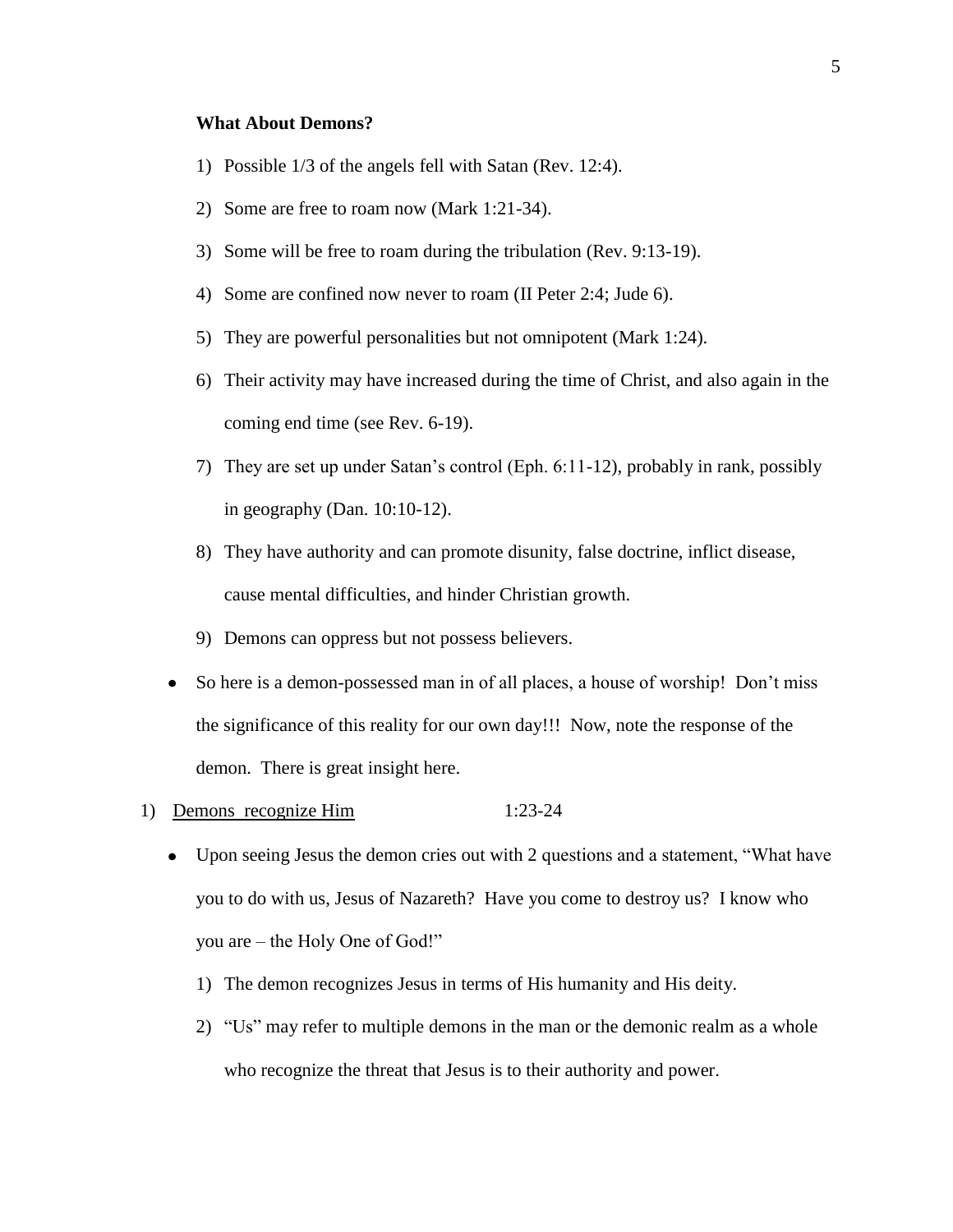**What About Demons?**

1) Possible 1/3 of the angels fell with Satan (Rev. 12:4).
2) Some are free to roam now (Mark 1:21-34).
3) Some will be free to roam during the tribulation (Rev. 9:13-19).
4) Some are confined now never to roam (II Peter 2:4; Jude 6).
5) They are powerful personalities but not omnipotent (Mark 1:24).
6) Their activity may have increased during the time of Christ, and also again in the coming end time (see Rev. 6-19).
7) They are set up under Satan's control (Eph. 6:11-12), probably in rank, possibly in geography (Dan. 10:10-12).
8) They have authority and can promote disunity, false doctrine, inflict disease, cause mental difficulties, and hinder Christian growth.
9) Demons can oppress but not possess believers.

- So here is a demon-possessed man in of all places, a house of worship! Don't miss the significance of this reality for our own day!!! Now, note the response of the demon. There is great insight here.

1) <u>Demons recognize Him</u> 1:23-24

- Upon seeing Jesus the demon cries out with 2 questions and a statement, "What have you to do with us, Jesus of Nazareth? Have you come to destroy us? I know who you are – the Holy One of God!"
    1) The demon recognizes Jesus in terms of His humanity and His deity.
    2) "Us" may refer to multiple demons in the man or the demonic realm as a whole who recognize the threat that Jesus is to their authority and power.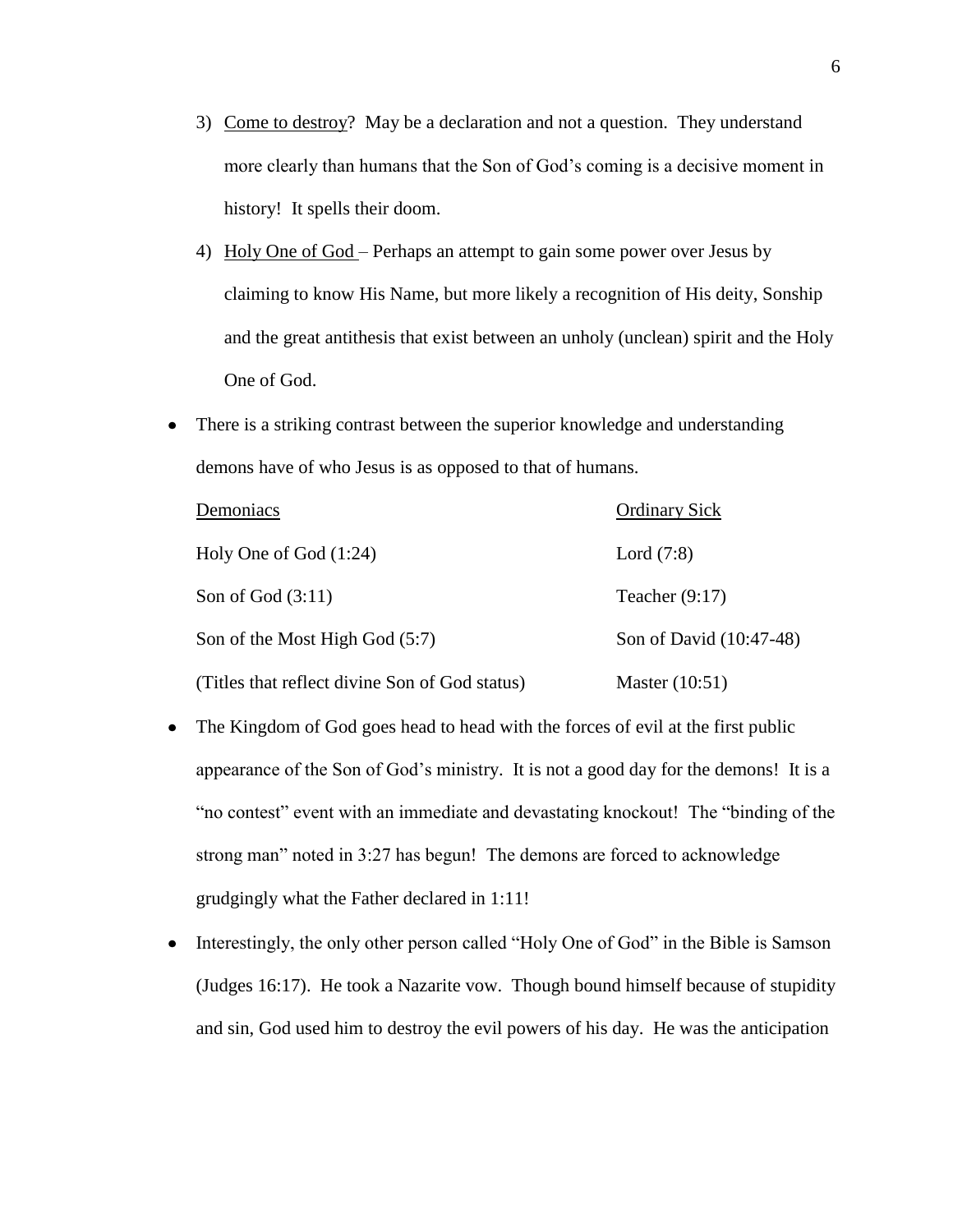3) <u>Come to destroy</u>? May be a declaration and not a question. They understand more clearly than humans that the Son of God's coming is a decisive moment in history! It spells their doom.

4) <u>Holy One of God</u> – Perhaps an attempt to gain some power over Jesus by claiming to know His Name, but more likely a recognition of His deity, Sonship and the great antithesis that exist between an unholy (unclean) spirit and the Holy One of God.

- There is a striking contrast between the superior knowledge and understanding demons have of who Jesus is as opposed to that of humans.

| <u>Demoniacs</u> | <u>Ordinary Sick</u> |
|---|---|
| Holy One of God (1:24) | Lord (7:8) |
| Son of God (3:11) | Teacher (9:17) |
| Son of the Most High God (5:7) | Son of David (10:47-48) |
| (Titles that reflect divine Son of God status) | Master (10:51) |

- The Kingdom of God goes head to head with the forces of evil at the first public appearance of the Son of God's ministry. It is not a good day for the demons! It is a "no contest" event with an immediate and devastating knockout! The "binding of the strong man" noted in 3:27 has begun! The demons are forced to acknowledge grudgingly what the Father declared in 1:11!

- Interestingly, the only other person called "Holy One of God" in the Bible is Samson (Judges 16:17). He took a Nazarite vow. Though bound himself because of stupidity and sin, God used him to destroy the evil powers of his day. He was the anticipation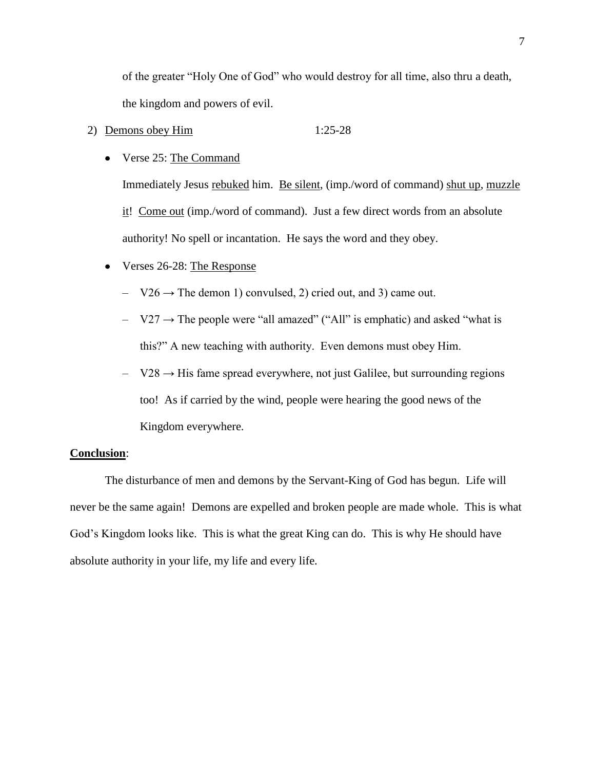of the greater "Holy One of God" who would destroy for all time, also thru a death, the kingdom and powers of evil.

2) <u>Demons obey Him</u> 1:25-28

- Verse 25: <u>The Command</u>

  Immediately Jesus <u>rebuked</u> him. <u>Be silent</u>, (imp./word of command) <u>shut up</u>, <u>muzzle it</u>! <u>Come out</u> (imp./word of command). Just a few direct words from an absolute authority! No spell or incantation. He says the word and they obey.

- Verses 26-28: <u>The Response</u>
  - V26 → The demon 1) convulsed, 2) cried out, and 3) came out.
  - V27 → The people were "all amazed" ("All" is emphatic) and asked "what is this?" A new teaching with authority. Even demons must obey Him.
  - V28 → His fame spread everywhere, not just Galilee, but surrounding regions too! As if carried by the wind, people were hearing the good news of the Kingdom everywhere.

**<u>Conclusion</u>**:

The disturbance of men and demons by the Servant-King of God has begun. Life will never be the same again! Demons are expelled and broken people are made whole. This is what God's Kingdom looks like. This is what the great King can do. This is why He should have absolute authority in your life, my life and every life.